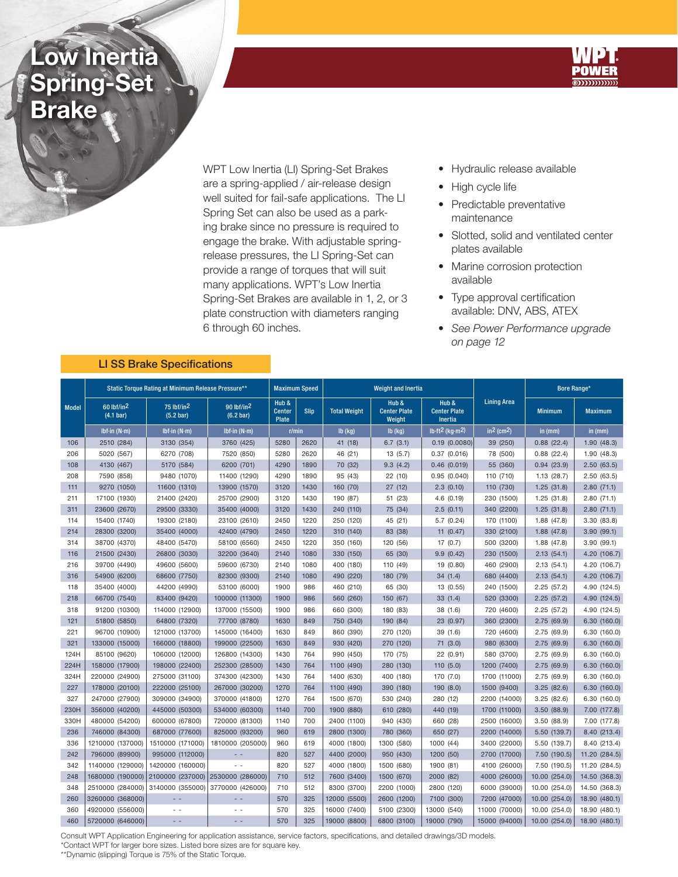# Low Inertia Spring-Set Brake

WPT POWER

WPT Low Inertia (LI) Spring-Set Brakes are a spring-applied / air-release design well suited for fail-safe applications. The LI Spring Set can also be used as a parking brake since no pressure is required to engage the brake. With adjustable spring-release pressures, the LI Spring-Set can provide a range of torques that will suit many applications. WPT's Low Inertia Spring-Set Brakes are available in 1, 2, or 3 plate construction with diameters ranging 6 through 60 inches.

- Hydraulic release available
- High cycle life
- Predictable preventative maintenance
- Slotted, solid and ventilated center plates available
- Marine corrosion protection available
- Type approval certification available: DNV, ABS, ATEX
- *See Power Performance upgrade on page 12*

## LI SS Brake Specifications

| Model | Static Torque Rating at Minimum Release Pressure** | | | Maximum Speed | | Weight and Inertia | | | Lining Area | Bore Range* | |
|---|---|---|---|---|---|---|---|---|---|---|---|
| | 60 lbf/in² (4.1 bar) | 75 lbf/in² (5.2 bar) | 90 lbf/in² (6.2 bar) | Hub & Center Plate | Slip | Total Weight | Hub & Center Plate Weight | Hub & Center Plate Inertia | | Minimum | Maximum |
| | lbf-in (N-m) | lbf-in (N-m) | lbf-in (N-m) | r/min | | lb (kg) | lb (kg) | lb-ft² (kg-m²) | in² (cm²) | in (mm) | in (mm) |
| 106 | 2510 (284) | 3130 (354) | 3760 (425) | 5280 | 2620 | 41 (18) | 6.7 (3.1) | 0.19 (0.0080) | 39 (250) | 0.88 (22.4) | 1.90 (48.3) |
| 206 | 5020 (567) | 6270 (708) | 7520 (850) | 5280 | 2620 | 46 (21) | 13 (5.7) | 0.37 (0.016) | 78 (500) | 0.88 (22.4) | 1.90 (48.3) |
| 108 | 4130 (467) | 5170 (584) | 6200 (701) | 4290 | 1890 | 70 (32) | 9.3 (4.2) | 0.46 (0.019) | 55 (360) | 0.94 (23.9) | 2.50 (63.5) |
| 208 | 7590 (858) | 9480 (1070) | 11400 (1290) | 4290 | 1890 | 95 (43) | 22 (10) | 0.95 (0.040) | 110 (710) | 1.13 (28.7) | 2.50 (63.5) |
| 111 | 9270 (1050) | 11600 (1310) | 13900 (1570) | 3120 | 1430 | 160 (70) | 27 (12) | 2.3 (0.10) | 110 (730) | 1.25 (31.8) | 2.80 (71.1) |
| 211 | 17100 (1930) | 21400 (2420) | 25700 (2900) | 3120 | 1430 | 190 (87) | 51 (23) | 4.6 (0.19) | 230 (1500) | 1.25 (31.8) | 2.80 (71.1) |
| 311 | 23600 (2670) | 29500 (3330) | 35400 (4000) | 3120 | 1430 | 240 (110) | 75 (34) | 2.5 (0.11) | 340 (2200) | 1.25 (31.8) | 2.80 (71.1) |
| 114 | 15400 (1740) | 19300 (2180) | 23100 (2610) | 2450 | 1220 | 250 (120) | 45 (21) | 5.7 (0.24) | 170 (1100) | 1.88 (47.8) | 3.30 (83.8) |
| 214 | 28300 (3200) | 35400 (4000) | 42400 (4790) | 2450 | 1220 | 310 (140) | 83 (38) | 11 (0.47) | 330 (2100) | 1.88 (47.8) | 3.90 (99.1) |
| 314 | 38700 (4370) | 48400 (5470) | 58100 (6560) | 2450 | 1220 | 350 (160) | 120 (56) | 17 (0.7) | 500 (3200) | 1.88 (47.8) | 3.90 (99.1) |
| 116 | 21500 (2430) | 26800 (3030) | 32200 (3640) | 2140 | 1080 | 330 (150) | 65 (30) | 9.9 (0.42) | 230 (1500) | 2.13 (54.1) | 4.20 (106.7) |
| 216 | 39700 (4490) | 49600 (5600) | 59600 (6730) | 2140 | 1080 | 400 (180) | 110 (49) | 19 (0.80) | 460 (2900) | 2.13 (54.1) | 4.20 (106.7) |
| 316 | 54900 (6200) | 68600 (7750) | 82300 (9300) | 2140 | 1080 | 490 (220) | 180 (79) | 34 (1.4) | 680 (4400) | 2.13 (54.1) | 4.20 (106.7) |
| 118 | 35400 (4000) | 44200 (4990) | 53100 (6000) | 1900 | 986 | 460 (210) | 65 (30) | 13 (0.55) | 240 (1500) | 2.25 (57.2) | 4.90 (124.5) |
| 218 | 66700 (7540) | 83400 (9420) | 100000 (11300) | 1900 | 986 | 560 (260) | 150 (67) | 33 (1.4) | 520 (3300) | 2.25 (57.2) | 4.90 (124.5) |
| 318 | 91200 (10300) | 114000 (12900) | 137000 (15500) | 1900 | 986 | 660 (300) | 180 (83) | 38 (1.6) | 720 (4600) | 2.25 (57.2) | 4.90 (124.5) |
| 121 | 51800 (5850) | 64800 (7320) | 77700 (8780) | 1630 | 849 | 750 (340) | 190 (84) | 23 (0.97) | 360 (2300) | 2.75 (69.9) | 6.30 (160.0) |
| 221 | 96700 (10900) | 121000 (13700) | 145000 (16400) | 1630 | 849 | 860 (390) | 270 (120) | 39 (1.6) | 720 (4600) | 2.75 (69.9) | 6.30 (160.0) |
| 321 | 133000 (15000) | 166000 (18800) | 199000 (22500) | 1630 | 849 | 930 (420) | 270 (120) | 71 (3.0) | 980 (6300) | 2.75 (69.9) | 6.30 (160.0) |
| 124H | 85100 (9620) | 106000 (12000) | 126800 (14300) | 1430 | 764 | 990 (450) | 170 (75) | 22 (0.91) | 580 (3700) | 2.75 (69.9) | 6.30 (160.0) |
| 224H | 158000 (17900) | 198000 (22400) | 252300 (28500) | 1430 | 764 | 1100 (490) | 280 (130) | 110 (5.0) | 1200 (7400) | 2.75 (69.9) | 6.30 (160.0) |
| 324H | 220000 (24900) | 275000 (31100) | 374300 (42300) | 1430 | 764 | 1400 (630) | 400 (180) | 170 (7.0) | 1700 (11000) | 2.75 (69.9) | 6.30 (160.0) |
| 227 | 178000 (20100) | 222000 (25100) | 267000 (30200) | 1270 | 764 | 1100 (490) | 390 (180) | 190 (8.0) | 1500 (9400) | 3.25 (82.6) | 6.30 (160.0) |
| 327 | 247000 (27900) | 309000 (34900) | 370000 (41800) | 1270 | 764 | 1500 (670) | 530 (240) | 280 (12) | 2200 (14000) | 3.25 (82.6) | 6.30 (160.0) |
| 230H | 356000 (40200) | 445000 (50300) | 534000 (60300) | 1140 | 700 | 1900 (880) | 610 (280) | 440 (19) | 1700 (11000) | 3.50 (88.9) | 7.00 (177.8) |
| 330H | 480000 (54200) | 600000 (67800) | 720000 (81300) | 1140 | 700 | 2400 (1100) | 940 (430) | 660 (28) | 2500 (16000) | 3.50 (88.9) | 7.00 (177.8) |
| 236 | 746000 (84300) | 687000 (77600) | 825000 (93200) | 960 | 619 | 2800 (1300) | 780 (360) | 650 (27) | 2200 (14000) | 5.50 (139.7) | 8.40 (213.4) |
| 336 | 1210000 (137000) | 1510000 (171000) | 1810000 (205000) | 960 | 619 | 4000 (1800) | 1300 (580) | 1000 (44) | 3400 (22000) | 5.50 (139.7) | 8.40 (213.4) |
| 242 | 796000 (89900) | 995000 (112000) | - - | 820 | 527 | 4400 (2000) | 950 (430) | 1200 (50) | 2700 (17000) | 7.50 (190.5) | 11.20 (284.5) |
| 342 | 1140000 (129000) | 1420000 (160000) | - - | 820 | 527 | 4000 (1800) | 1500 (680) | 1900 (81) | 4100 (26000) | 7.50 (190.5) | 11.20 (284.5) |
| 248 | 1680000 (190000) | 2100000 (237000) | 2530000 (286000) | 710 | 512 | 7600 (3400) | 1500 (670) | 2000 (82) | 4000 (26000) | 10.00 (254.0) | 14.50 (368.3) |
| 348 | 2510000 (284000) | 3140000 (355000) | 3770000 (426000) | 710 | 512 | 8300 (3700) | 2200 (1000) | 2800 (120) | 6000 (39000) | 10.00 (254.0) | 14.50 (368.3) |
| 260 | 3260000 (368000) | - - | - - | 570 | 325 | 12000 (5500) | 2600 (1200) | 7100 (300) | 7200 (47000) | 10.00 (254.0) | 18.90 (480.1) |
| 360 | 4920000 (556000) | - - | - - | 570 | 325 | 16000 (7400) | 5100 (2300) | 13000 (540) | 11000 (70000) | 10.00 (254.0) | 18.90 (480.1) |
| 460 | 5720000 (646000) | - - | - - | 570 | 325 | 19000 (8800) | 6800 (3100) | 19000 (790) | 15000 (94000) | 10.00 (254.0) | 18.90 (480.1) |

Consult WPT Application Engineering for application assistance, service factors, specifications, and detailed drawings/3D models.
*Contact WPT for larger bore sizes. Listed bore sizes are for square key.
**Dynamic (slipping) Torque is 75% of the Static Torque.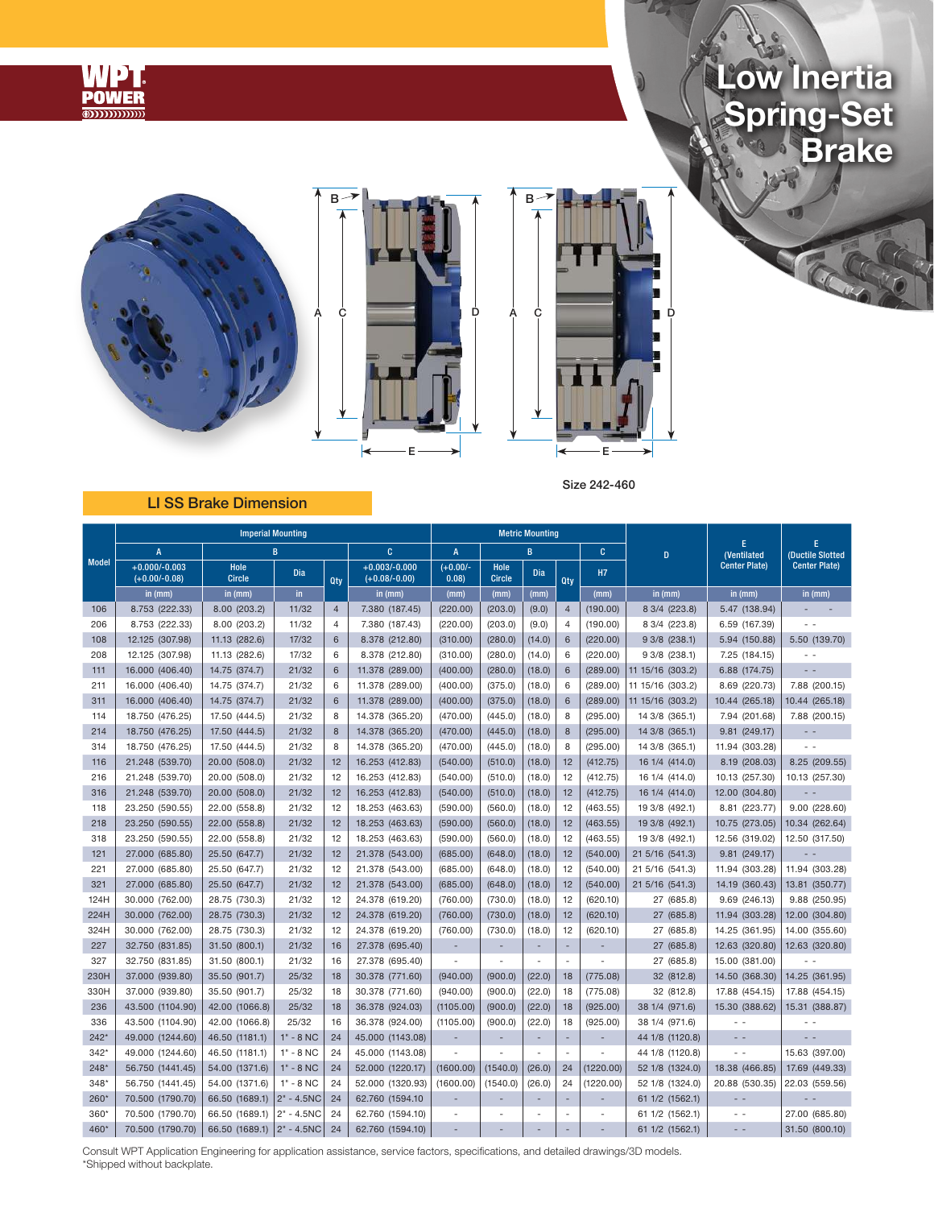# Low Inertia Spring-Set Brake

A C D E B

Size 242-460

## LI SS Brake Dimension

| Model | Imperial Mounting | | | | | Metric Mounting | | | | | D | E (Ventilated Center Plate) | E (Ductile Slotted Center Plate) |
|---|---|---|---|---|---|---|---|---|---|---|---|---|---|
| | A | B | | | C | A | B | | | C | | | |
| | +0.000/-0.003 (+0.00/-0.08) | Hole Circle | Dia | Qty | +0.003/-0.000 (+0.08/-0.00) | (+0.00/-0.08) | Hole Circle | Dia | Qty | H7 | | | |
| | in (mm) | in (mm) | in | | in (mm) | (mm) | (mm) | (mm) | | (mm) | in (mm) | in (mm) | in (mm) |
| 106 | 8.753 (222.33) | 8.00 (203.2) | 11/32 | 4 | 7.380 (187.45) | (220.00) | (203.0) | (9.0) | 4 | (190.00) | 8 3/4 (223.8) | 5.47 (138.94) | - - |
| 206 | 8.753 (222.33) | 8.00 (203.2) | 11/32 | 4 | 7.380 (187.43) | (220.00) | (203.0) | (9.0) | 4 | (190.00) | 8 3/4 (223.8) | 6.59 (167.39) | - - |
| 108 | 12.125 (307.98) | 11.13 (282.6) | 17/32 | 6 | 8.378 (212.80) | (310.00) | (280.0) | (14.0) | 6 | (220.00) | 9 3/8 (238.1) | 5.94 (150.88) | 5.50 (139.70) |
| 208 | 12.125 (307.98) | 11.13 (282.6) | 17/32 | 6 | 8.378 (212.80) | (310.00) | (280.0) | (14.0) | 6 | (220.00) | 9 3/8 (238.1) | 7.25 (184.15) | - - |
| 111 | 16.000 (406.40) | 14.75 (374.7) | 21/32 | 6 | 11.378 (289.00) | (400.00) | (280.0) | (18.0) | 6 | (289.00) | 11 15/16 (303.2) | 6.88 (174.75) | - - |
| 211 | 16.000 (406.40) | 14.75 (374.7) | 21/32 | 6 | 11.378 (289.00) | (400.00) | (375.0) | (18.0) | 6 | (289.00) | 11 15/16 (303.2) | 8.69 (220.73) | 7.88 (200.15) |
| 311 | 16.000 (406.40) | 14.75 (374.7) | 21/32 | 6 | 11.378 (289.00) | (400.00) | (375.0) | (18.0) | 6 | (289.00) | 11 15/16 (303.2) | 10.44 (265.18) | 10.44 (265.18) |
| 114 | 18.750 (476.25) | 17.50 (444.5) | 21/32 | 8 | 14.378 (365.20) | (470.00) | (445.0) | (18.0) | 8 | (295.00) | 14 3/8 (365.1) | 7.94 (201.68) | 7.88 (200.15) |
| 214 | 18.750 (476.25) | 17.50 (444.5) | 21/32 | 8 | 14.378 (365.20) | (470.00) | (445.0) | (18.0) | 8 | (295.00) | 14 3/8 (365.1) | 9.81 (249.17) | - - |
| 314 | 18.750 (476.25) | 17.50 (444.5) | 21/32 | 8 | 14.378 (365.20) | (470.00) | (445.0) | (18.0) | 8 | (295.00) | 14 3/8 (365.1) | 11.94 (303.28) | - - |
| 116 | 21.248 (539.70) | 20.00 (508.0) | 21/32 | 12 | 16.253 (412.83) | (540.00) | (510.0) | (18.0) | 12 | (412.75) | 16 1/4 (414.0) | 8.19 (208.03) | 8.25 (209.55) |
| 216 | 21.248 (539.70) | 20.00 (508.0) | 21/32 | 12 | 16.253 (412.83) | (540.00) | (510.0) | (18.0) | 12 | (412.75) | 16 1/4 (414.0) | 10.13 (257.30) | 10.13 (257.30) |
| 316 | 21.248 (539.70) | 20.00 (508.0) | 21/32 | 12 | 16.253 (412.83) | (540.00) | (510.0) | (18.0) | 12 | (412.75) | 16 1/4 (414.0) | 12.00 (304.80) | - - |
| 118 | 23.250 (590.55) | 22.00 (558.8) | 21/32 | 12 | 18.253 (463.63) | (590.00) | (560.0) | (18.0) | 12 | (463.55) | 19 3/8 (492.1) | 8.81 (223.77) | 9.00 (228.60) |
| 218 | 23.250 (590.55) | 22.00 (558.8) | 21/32 | 12 | 18.253 (463.63) | (590.00) | (560.0) | (18.0) | 12 | (463.55) | 19 3/8 (492.1) | 10.75 (273.05) | 10.34 (262.64) |
| 318 | 23.250 (590.55) | 22.00 (558.8) | 21/32 | 12 | 18.253 (463.63) | (590.00) | (560.0) | (18.0) | 12 | (463.55) | 19 3/8 (492.1) | 12.56 (319.02) | 12.50 (317.50) |
| 121 | 27.000 (685.80) | 25.50 (647.7) | 21/32 | 12 | 21.378 (543.00) | (685.00) | (648.0) | (18.0) | 12 | (540.00) | 21 5/16 (541.3) | 9.81 (249.17) | - - |
| 221 | 27.000 (685.80) | 25.50 (647.7) | 21/32 | 12 | 21.378 (543.00) | (685.00) | (648.0) | (18.0) | 12 | (540.00) | 21 5/16 (541.3) | 11.94 (303.28) | 11.94 (303.28) |
| 321 | 27.000 (685.80) | 25.50 (647.7) | 21/32 | 12 | 21.378 (543.00) | (685.00) | (648.0) | (18.0) | 12 | (540.00) | 21 5/16 (541.3) | 14.19 (360.43) | 13.81 (350.77) |
| 124H | 30.000 (762.00) | 28.75 (730.3) | 21/32 | 12 | 24.378 (619.20) | (760.00) | (730.0) | (18.0) | 12 | (620.10) | 27 (685.8) | 9.69 (246.13) | 9.88 (250.95) |
| 224H | 30.000 (762.00) | 28.75 (730.3) | 21/32 | 12 | 24.378 (619.20) | (760.00) | (730.0) | (18.0) | 12 | (620.10) | 27 (685.8) | 11.94 (303.28) | 12.00 (304.80) |
| 324H | 30.000 (762.00) | 28.75 (730.3) | 21/32 | 12 | 24.378 (619.20) | (760.00) | (730.0) | (18.0) | 12 | (620.10) | 27 (685.8) | 14.25 (361.95) | 14.00 (355.60) |
| 227 | 32.750 (831.85) | 31.50 (800.1) | 21/32 | 16 | 27.378 (695.40) | - | - | - | - | - | 27 (685.8) | 12.63 (320.80) | 12.63 (320.80) |
| 327 | 32.750 (831.85) | 31.50 (800.1) | 21/32 | 16 | 27.378 (695.40) | - | - | - | - | - | 27 (685.8) | 15.00 (381.00) | - - |
| 230H | 37.000 (939.80) | 35.50 (901.7) | 25/32 | 18 | 30.378 (771.60) | (940.00) | (900.0) | (22.0) | 18 | (775.08) | 32 (812.8) | 14.50 (368.30) | 14.25 (361.95) |
| 330H | 37.000 (939.80) | 35.50 (901.7) | 25/32 | 18 | 30.378 (771.60) | (940.00) | (900.0) | (22.0) | 18 | (775.08) | 32 (812.8) | 17.88 (454.15) | 17.88 (454.15) |
| 236 | 43.500 (1104.90) | 42.00 (1066.8) | 25/32 | 18 | 36.378 (924.03) | (1105.00) | (900.0) | (22.0) | 18 | (925.00) | 38 1/4 (971.6) | 15.30 (388.62) | 15.31 (388.87) |
| 336 | 43.500 (1104.90) | 42.00 (1066.8) | 25/32 | 16 | 36.378 (924.00) | (1105.00) | (900.0) | (22.0) | 18 | (925.00) | 38 1/4 (971.6) | - - | - - |
| 242* | 49.000 (1244.60) | 46.50 (1181.1) | 1" - 8 NC | 24 | 45.000 (1143.08) | - | - | - | - | - | 44 1/8 (1120.8) | - - | - - |
| 342* | 49.000 (1244.60) | 46.50 (1181.1) | 1" - 8 NC | 24 | 45.000 (1143.08) | - | - | - | - | - | 44 1/8 (1120.8) | - - | 15.63 (397.00) |
| 248* | 56.750 (1441.45) | 54.00 (1371.6) | 1" - 8 NC | 24 | 52.000 (1220.17) | (1600.00) | (1540.0) | (26.0) | 24 | (1220.00) | 52 1/8 (1324.0) | 18.38 (466.85) | 17.69 (449.33) |
| 348* | 56.750 (1441.45) | 54.00 (1371.6) | 1" - 8 NC | 24 | 52.000 (1320.93) | (1600.00) | (1540.0) | (26.0) | 24 | (1220.00) | 52 1/8 (1324.0) | 20.88 (530.35) | 22.03 (559.56) |
| 260* | 70.500 (1790.70) | 66.50 (1689.1) | 2" - 4.5NC | 24 | 62.760 (1594.10 | - | - | - | - | - | 61 1/2 (1562.1) | - - | - - |
| 360* | 70.500 (1790.70) | 66.50 (1689.1) | 2" - 4.5NC | 24 | 62.760 (1594.10) | - | - | - | - | - | 61 1/2 (1562.1) | - - | 27.00 (685.80) |
| 460* | 70.500 (1790.70) | 66.50 (1689.1) | 2" - 4.5NC | 24 | 62.760 (1594.10) | - | - | - | - | - | 61 1/2 (1562.1) | - - | 31.50 (800.10) |

Consult WPT Application Engineering for application assistance, service factors, specifications, and detailed drawings/3D models.
*Shipped without backplate.